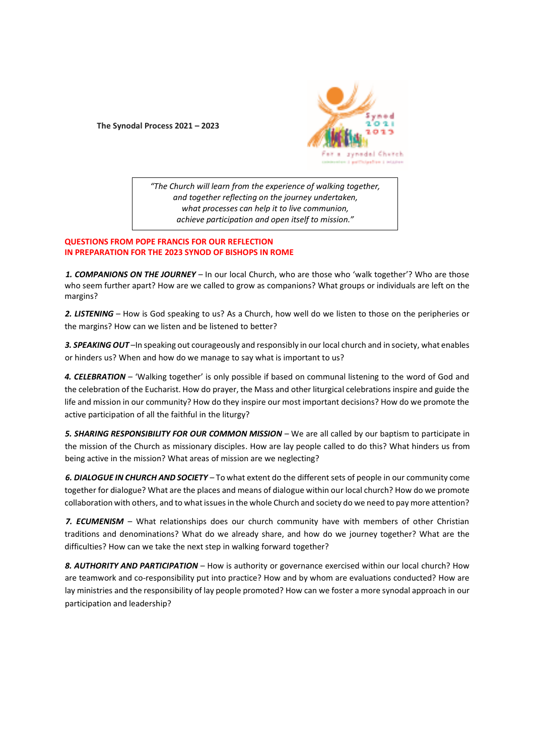**The Synodal Process 2021 – 2023**

> *"The Church will learn from the experience of walking together,*
> *and together reflecting on the journey undertaken,*
> *what processes can help it to live communion,*
> *achieve participation and open itself to mission."*

## QUESTIONS FROM POPE FRANCIS FOR OUR REFLECTION IN PREPARATION FOR THE 2023 SYNOD OF BISHOPS IN ROME

***1. COMPANIONS ON THE JOURNEY*** – In our local Church, who are those who 'walk together'? Who are those who seem further apart? How are we called to grow as companions? What groups or individuals are left on the margins?

***2. LISTENING*** – How is God speaking to us? As a Church, how well do we listen to those on the peripheries or the margins? How can we listen and be listened to better?

***3. SPEAKING OUT*** –In speaking out courageously and responsibly in our local church and in society, what enables or hinders us? When and how do we manage to say what is important to us?

***4. CELEBRATION*** – 'Walking together' is only possible if based on communal listening to the word of God and the celebration of the Eucharist. How do prayer, the Mass and other liturgical celebrations inspire and guide the life and mission in our community? How do they inspire our most important decisions? How do we promote the active participation of all the faithful in the liturgy?

***5. SHARING RESPONSIBILITY FOR OUR COMMON MISSION*** – We are all called by our baptism to participate in the mission of the Church as missionary disciples. How are lay people called to do this? What hinders us from being active in the mission? What areas of mission are we neglecting?

***6. DIALOGUE IN CHURCH AND SOCIETY*** – To what extent do the different sets of people in our community come together for dialogue? What are the places and means of dialogue within our local church? How do we promote collaboration with others, and to what issues in the whole Church and society do we need to pay more attention?

***7. ECUMENISM*** – What relationships does our church community have with members of other Christian traditions and denominations? What do we already share, and how do we journey together? What are the difficulties? How can we take the next step in walking forward together?

***8. AUTHORITY AND PARTICIPATION*** – How is authority or governance exercised within our local church? How are teamwork and co-responsibility put into practice? How and by whom are evaluations conducted? How are lay ministries and the responsibility of lay people promoted? How can we foster a more synodal approach in our participation and leadership?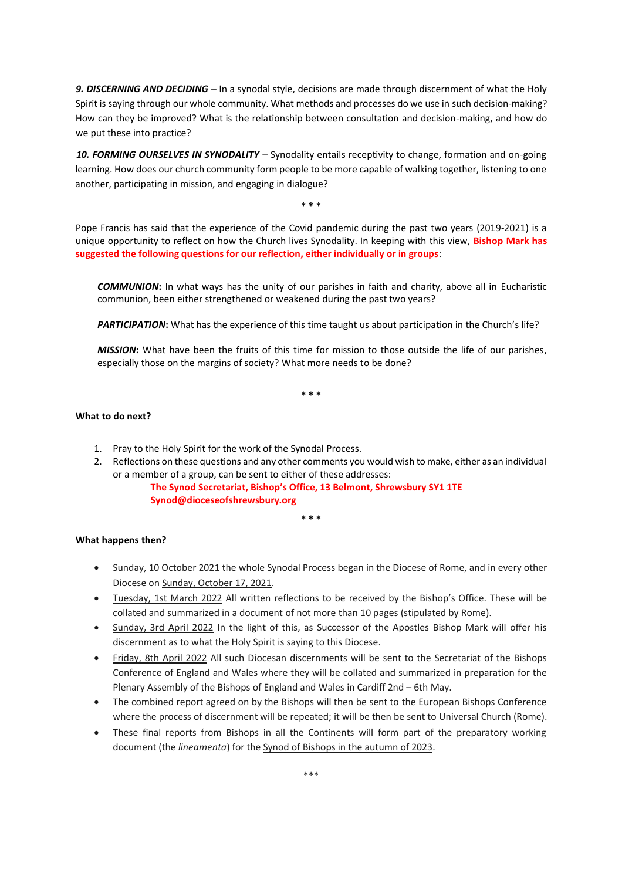***9. DISCERNING AND DECIDING*** – In a synodal style, decisions are made through discernment of what the Holy Spirit is saying through our whole community. What methods and processes do we use in such decision-making? How can they be improved? What is the relationship between consultation and decision-making, and how do we put these into practice?

***10. FORMING OURSELVES IN SYNODALITY*** – Synodality entails receptivity to change, formation and on-going learning. How does our church community form people to be more capable of walking together, listening to one another, participating in mission, and engaging in dialogue?

\* \* \*

Pope Francis has said that the experience of the Covid pandemic during the past two years (2019-2021) is a unique opportunity to reflect on how the Church lives Synodality. In keeping with this view, **Bishop Mark has suggested the following questions for our reflection, either individually or in groups**:

> ***COMMUNION*****:** In what ways has the unity of our parishes in faith and charity, above all in Eucharistic communion, been either strengthened or weakened during the past two years?
>
> ***PARTICIPATION*****:** What has the experience of this time taught us about participation in the Church's life?
>
> ***MISSION*****:** What have been the fruits of this time for mission to those outside the life of our parishes, especially those on the margins of society? What more needs to be done?

\* \* \*

**What to do next?**

1. Pray to the Holy Spirit for the work of the Synodal Process.
2. Reflections on these questions and any other comments you would wish to make, either as an individual or a member of a group, can be sent to either of these addresses:
   **The Synod Secretariat, Bishop's Office, 13 Belmont, Shrewsbury SY1 1TE**
   **Synod@dioceseofshrewsbury.org**

\* \* \*

**What happens then?**

- Sunday, 10 October 2021 the whole Synodal Process began in the Diocese of Rome, and in every other Diocese on Sunday, October 17, 2021.
- Tuesday, 1st March 2022 All written reflections to be received by the Bishop's Office. These will be collated and summarized in a document of not more than 10 pages (stipulated by Rome).
- Sunday, 3rd April 2022 In the light of this, as Successor of the Apostles Bishop Mark will offer his discernment as to what the Holy Spirit is saying to this Diocese.
- Friday, 8th April 2022 All such Diocesan discernments will be sent to the Secretariat of the Bishops Conference of England and Wales where they will be collated and summarized in preparation for the Plenary Assembly of the Bishops of England and Wales in Cardiff 2nd – 6th May.
- The combined report agreed on by the Bishops will then be sent to the European Bishops Conference where the process of discernment will be repeated; it will be then be sent to Universal Church (Rome).
- These final reports from Bishops in all the Continents will form part of the preparatory working document (the *lineamenta*) for the Synod of Bishops in the autumn of 2023.

\*\*\*